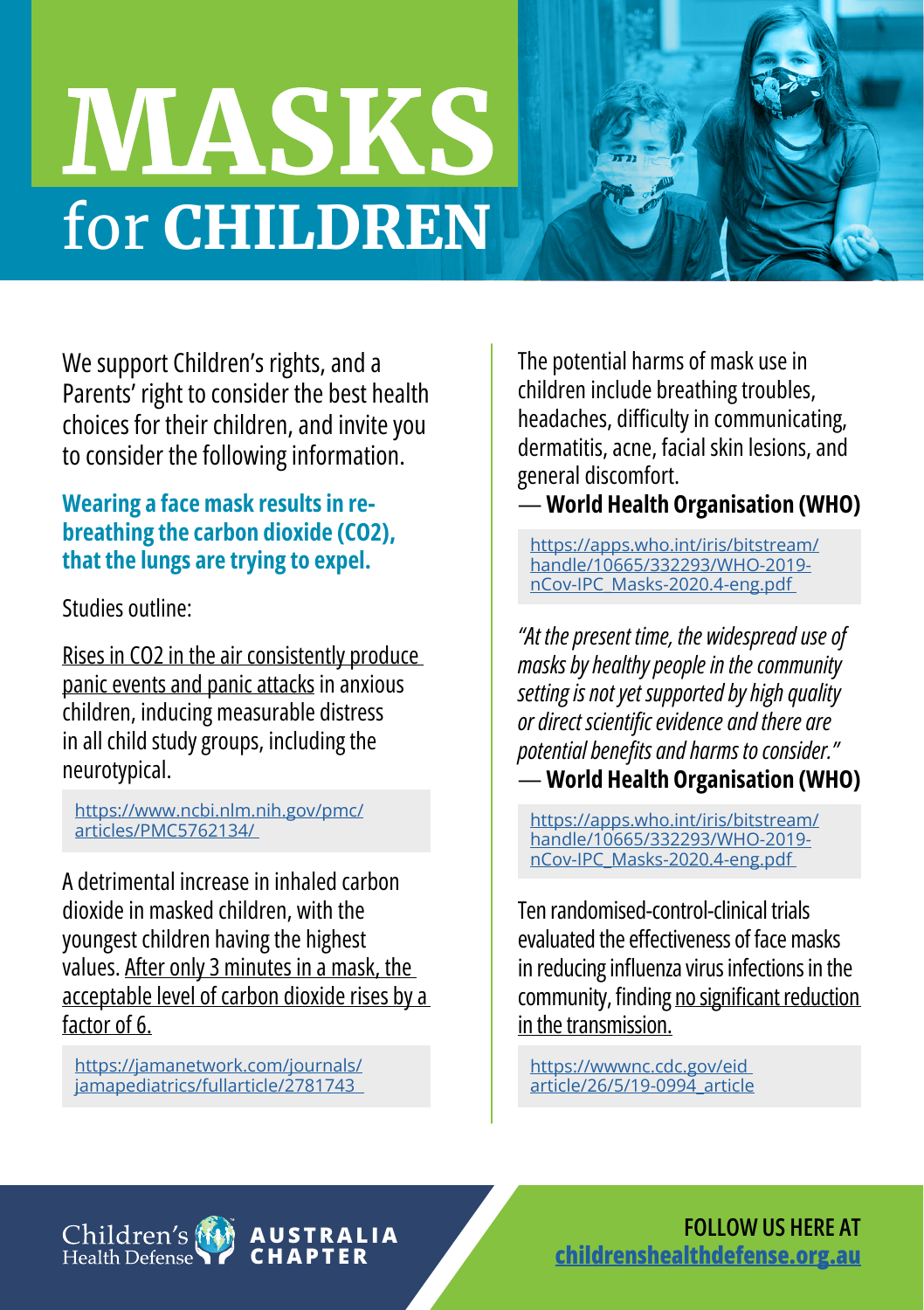# MASKS for CHILDREN

We support Children's rights, and a Parents' right to consider the best health choices for their children, and invite you to consider the following information.

**Wearing a face mask results in re-breathing the carbon dioxide ($CO_2$), that the lungs are trying to expel.**

Studies outline:

Rises in $CO_2$ in the air consistently produce panic events and panic attacks in anxious children, inducing measurable distress in all child study groups, including the neurotypical.

https://www.ncbi.nlm.nih.gov/pmc/articles/PMC5762134/

A detrimental increase in inhaled carbon dioxide in masked children, with the youngest children having the highest values. After only 3 minutes in a mask, the acceptable level of carbon dioxide rises by a factor of 6.

https://jamanetwork.com/journals/jamapediatrics/fullarticle/2781743

The potential harms of mask use in children include breathing troubles, headaches, difficulty in communicating, dermatitis, acne, facial skin lesions, and general discomfort.
— **World Health Organisation (WHO)**

https://apps.who.int/iris/bitstream/handle/10665/332293/WHO-2019-nCov-IPC_Masks-2020.4-eng.pdf

*"At the present time, the widespread use of masks by healthy people in the community setting is not yet supported by high quality or direct scientific evidence and there are potential benefits and harms to consider."*
— **World Health Organisation (WHO)**

https://apps.who.int/iris/bitstream/handle/10665/332293/WHO-2019-nCov-IPC_Masks-2020.4-eng.pdf

Ten randomised-control-clinical trials evaluated the effectiveness of face masks in reducing influenza virus infections in the community, finding no significant reduction in the transmission.

https://wwwnc.cdc.gov/eid article/26/5/19-0994_article

Children's Health Defense AUSTRALIA CHAPTER

FOLLOW US HERE AT **childrenshealthdefense.org.au**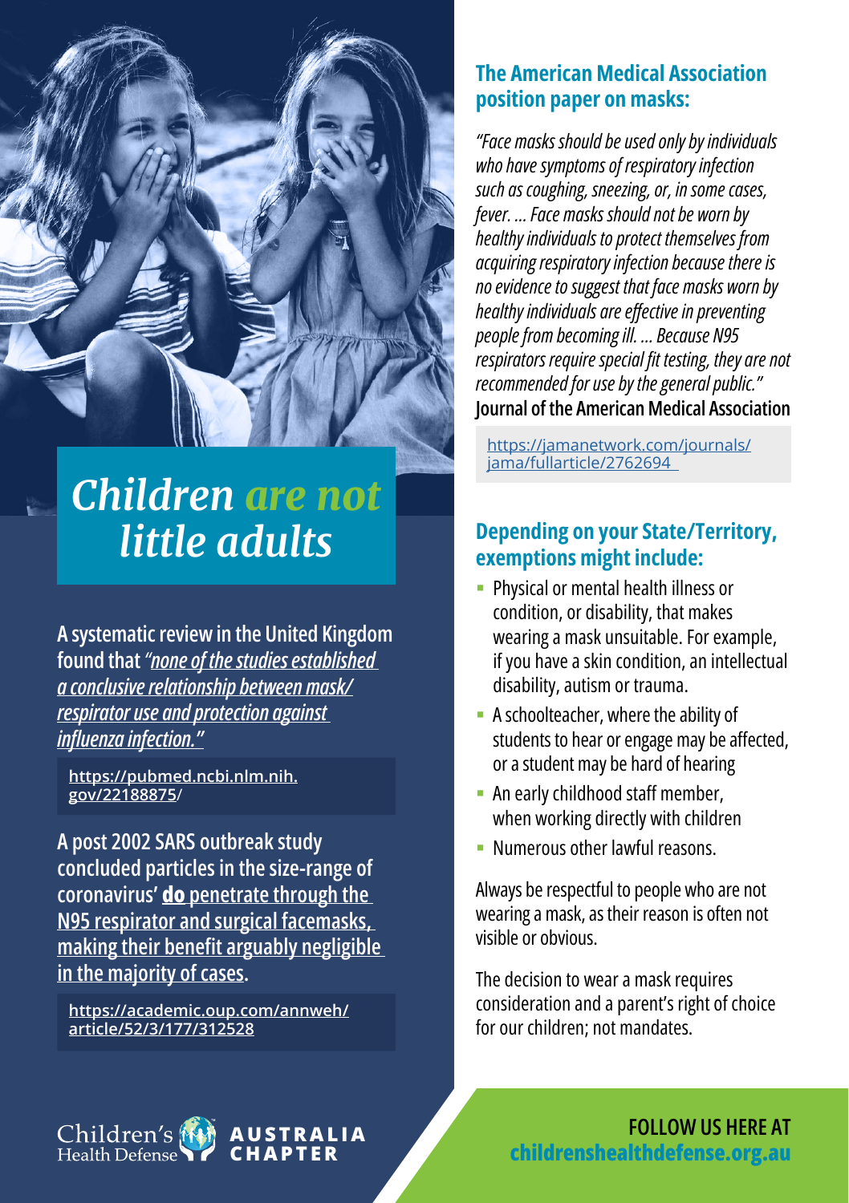# *Children are not little adults*

A systematic review in the United Kingdom found that *"none of the studies established a conclusive relationship between mask/respirator use and protection against influenza infection."*

https://pubmed.ncbi.nlm.nih.gov/22188875/

**A post 2002 SARS outbreak study concluded particles in the size-range of coronavirus' do penetrate through the N95 respirator and surgical facemasks, making their benefit arguably negligible in the majority of cases.**

https://academic.oup.com/annweh/article/52/3/177/312528

## The American Medical Association position paper on masks:

*"Face masks should be used only by individuals who have symptoms of respiratory infection such as coughing, sneezing, or, in some cases, fever. ... Face masks should not be worn by healthy individuals to protect themselves from acquiring respiratory infection because there is no evidence to suggest that face masks worn by healthy individuals are effective in preventing people from becoming ill. ... Because N95 respirators require special fit testing, they are not recommended for use by the general public."*
**Journal of the American Medical Association**

https://jamanetwork.com/journals/jama/fullarticle/2762694

## Depending on your State/Territory, exemptions might include:

- Physical or mental health illness or condition, or disability, that makes wearing a mask unsuitable. For example, if you have a skin condition, an intellectual disability, autism or trauma.
- A schoolteacher, where the ability of students to hear or engage may be affected, or a student may be hard of hearing
- An early childhood staff member, when working directly with children
- Numerous other lawful reasons.

Always be respectful to people who are not wearing a mask, as their reason is often not visible or obvious.

The decision to wear a mask requires consideration and a parent's right of choice for our children; not mandates.

Children's Health Defense AUSTRALIA CHAPTER

**FOLLOW US HERE AT childrenshealthdefense.org.au**